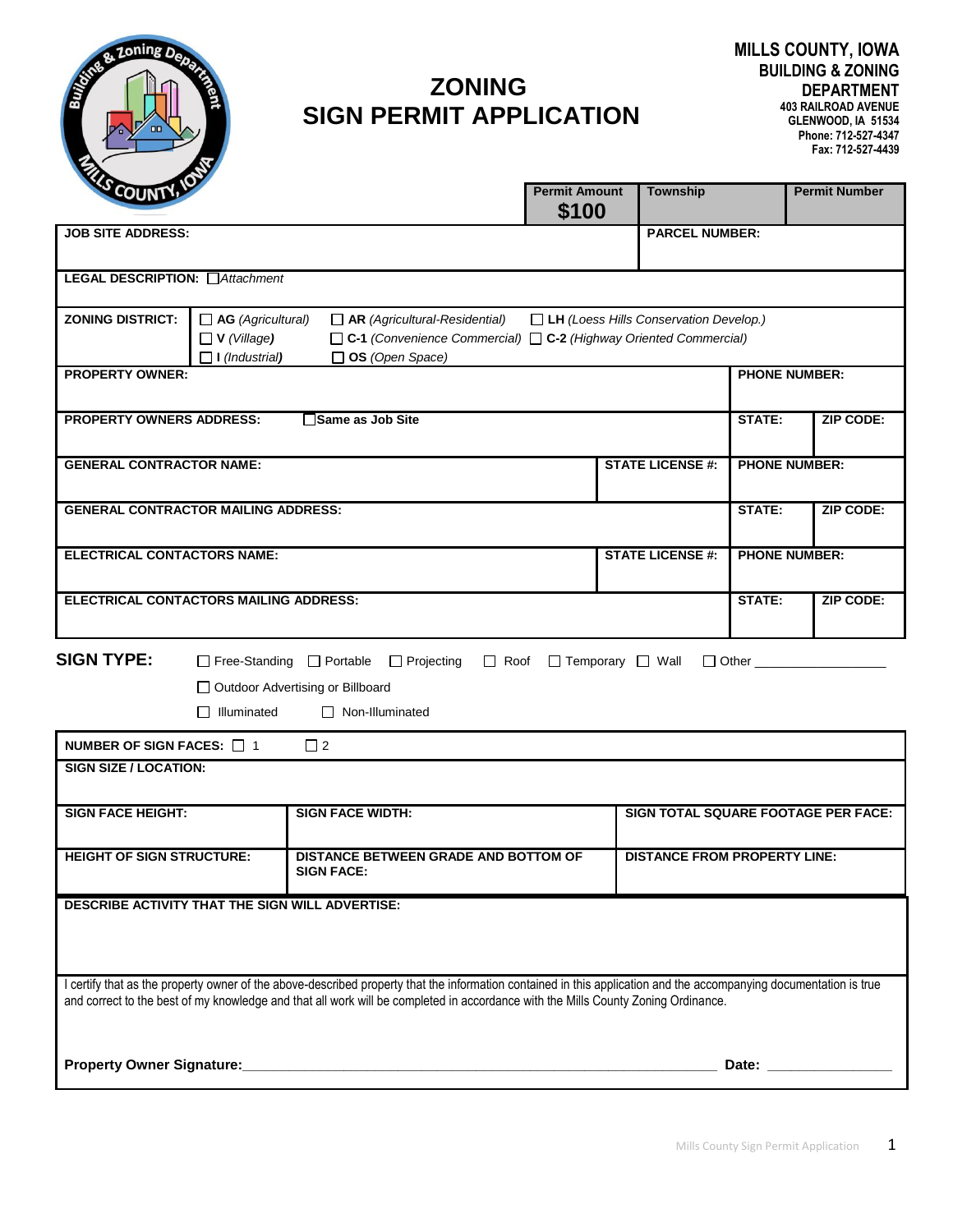# ZONING SIGN PERMIT APPLICATION

**MILLS COUNTY, IOWA**
**BUILDING & ZONING DEPARTMENT**
403 RAILROAD AVENUE
GLENWOOD, IA 51534
Phone: 712-527-4347
Fax: 712-527-4439

| Permit Amount | Township | Permit Number |
|---|---|---|
| **$100** | | |

| | |
|---|---|
| **JOB SITE ADDRESS:** | **PARCEL NUMBER:** |
| **LEGAL DESCRIPTION:** ☐ *Attachment* | |

**ZONING DISTRICT:**
☐ **AG** *(Agricultural)* ☐ **AR** *(Agricultural-Residential)* ☐ **LH** *(Loess Hills Conservation Develop.)*
☐ **V** *(Village)* ☐ **C-1** *(Convenience Commercial)* ☐ **C-2** *(Highway Oriented Commercial)*
☐ **I** *(Industrial)* ☐ **OS** *(Open Space)*

| | | | |
|---|---|---|---|
| **PROPERTY OWNER:** | | **PHONE NUMBER:** | |
| **PROPERTY OWNERS ADDRESS:** ☐ **Same as Job Site** | | **STATE:** | **ZIP CODE:** |
| **GENERAL CONTRACTOR NAME:** | **STATE LICENSE #:** | **PHONE NUMBER:** | |
| **GENERAL CONTRACTOR MAILING ADDRESS:** | | **STATE:** | **ZIP CODE:** |
| **ELECTRICAL CONTACTORS NAME:** | **STATE LICENSE #:** | **PHONE NUMBER:** | |
| **ELECTRICAL CONTACTORS MAILING ADDRESS:** | | **STATE:** | **ZIP CODE:** |

**SIGN TYPE:** ☐ Free-Standing ☐ Portable ☐ Projecting ☐ Roof ☐ Temporary ☐ Wall ☐ Other ________________

☐ Outdoor Advertising or Billboard

☐ Illuminated ☐ Non-Illuminated

| | | |
|---|---|---|
| **NUMBER OF SIGN FACES:** ☐ 1 ☐ 2 | | |
| **SIGN SIZE / LOCATION:** | | |
| **SIGN FACE HEIGHT:** | **SIGN FACE WIDTH:** | **SIGN TOTAL SQUARE FOOTAGE PER FACE:** |
| **HEIGHT OF SIGN STRUCTURE:** | **DISTANCE BETWEEN GRADE AND BOTTOM OF SIGN FACE:** | **DISTANCE FROM PROPERTY LINE:** |

**DESCRIBE ACTIVITY THAT THE SIGN WILL ADVERTISE:**

I certify that as the property owner of the above-described property that the information contained in this application and the accompanying documentation is true and correct to the best of my knowledge and that all work will be completed in accordance with the Mills County Zoning Ordinance.

**Property Owner Signature:**_____________________________________________ **Date:** _______________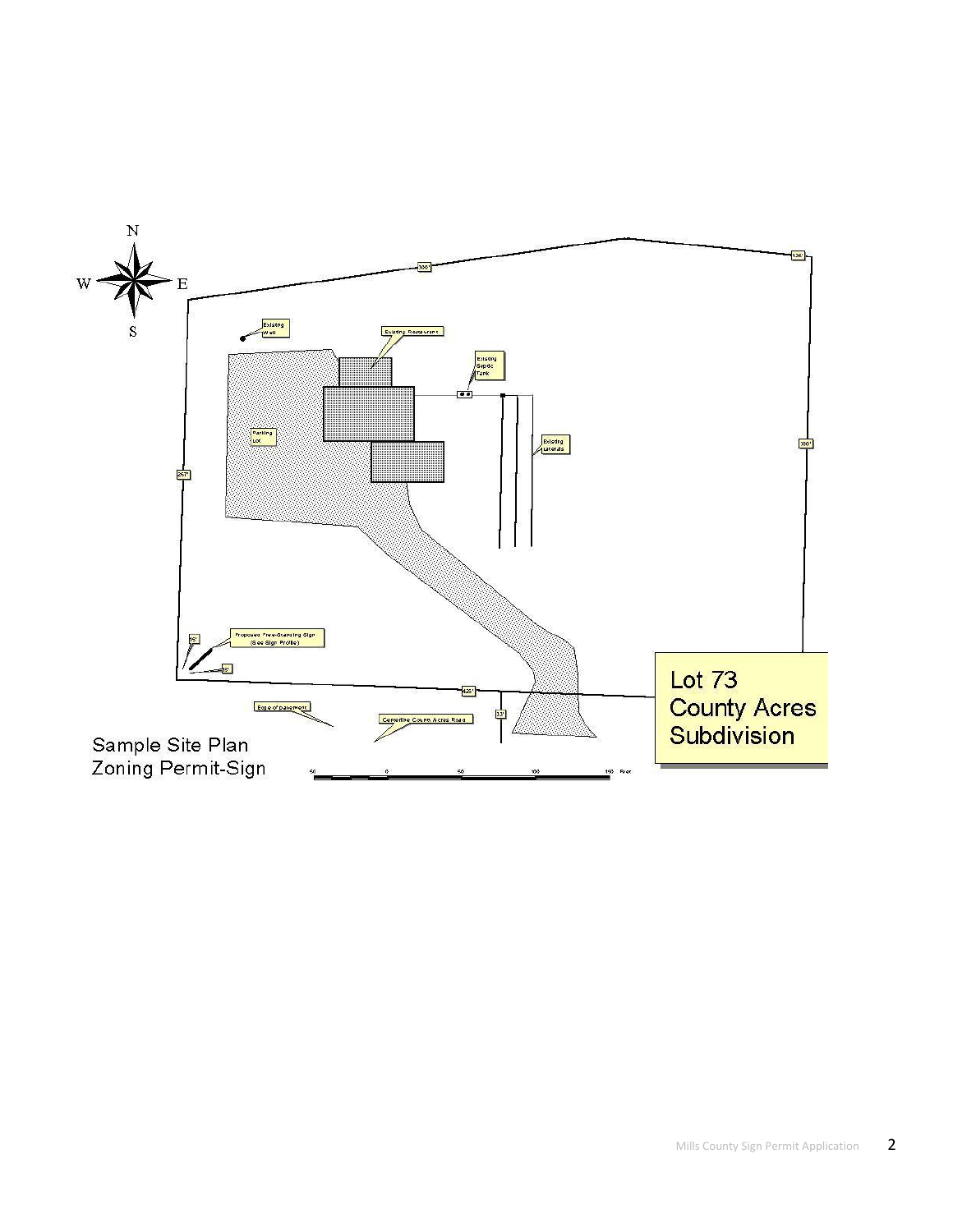N

W E

S

Existing Well

Existing Restaurant

Existing Septic Tank

Parking Lot

Existing Laterals

300'

126'

300'

257'

Proposed Free-Standing Sign (See Sign Profile)

16'

18'

425'

33'

Edge of pavement

Centerline County Acres Road

Lot 73
County Acres
Subdivision

Sample Site Plan
Zoning Permit-Sign

50 0 50 100 150 Feet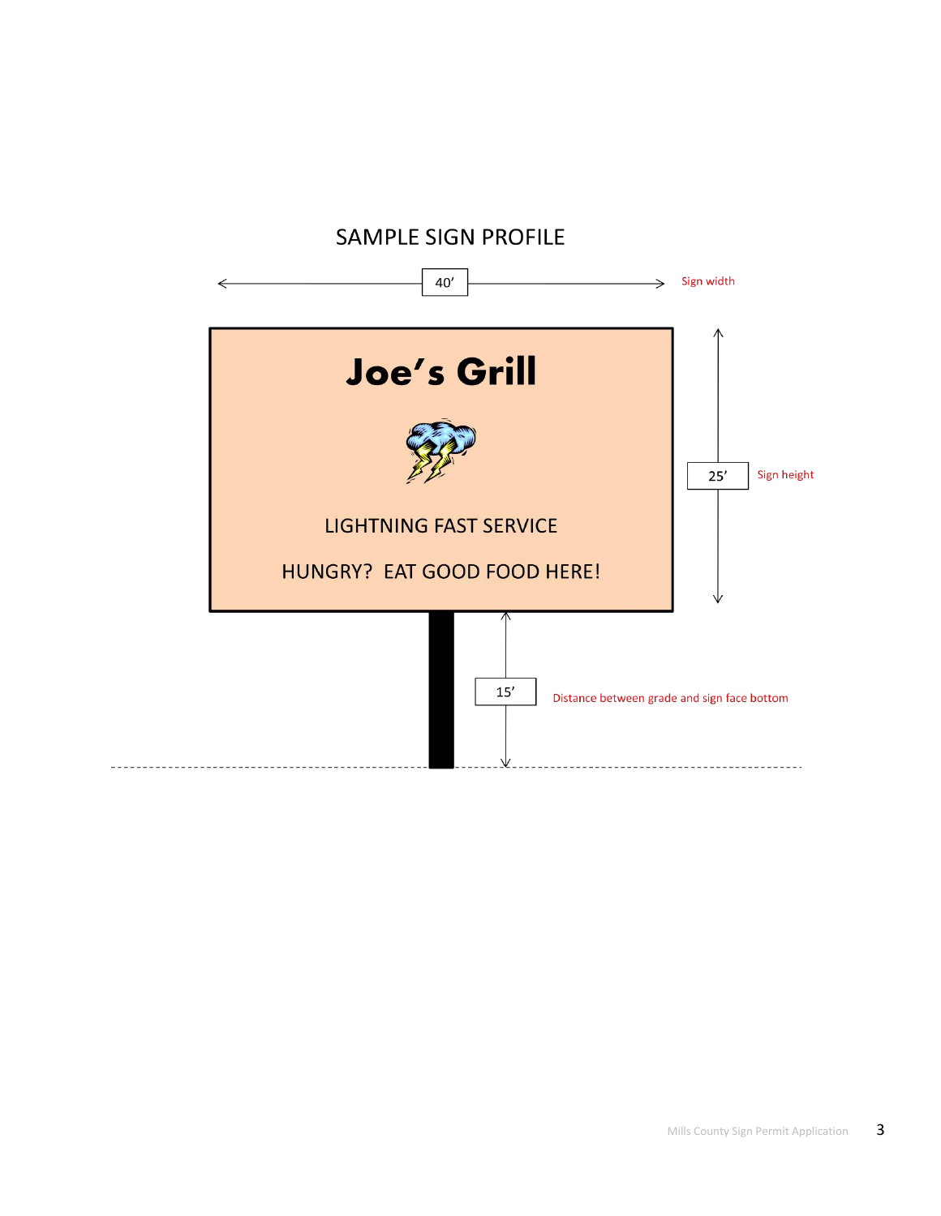## SAMPLE SIGN PROFILE

40' Sign width

**Joe's Grill**

LIGHTNING FAST SERVICE

HUNGRY? EAT GOOD FOOD HERE!

25' Sign height

15' Distance between grade and sign face bottom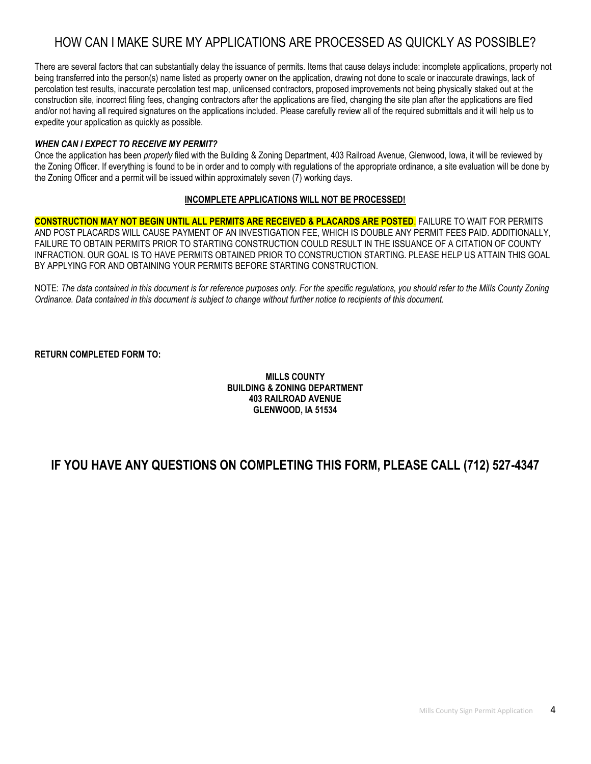# HOW CAN I MAKE SURE MY APPLICATIONS ARE PROCESSED AS QUICKLY AS POSSIBLE?

There are several factors that can substantially delay the issuance of permits. Items that cause delays include: incomplete applications, property not being transferred into the person(s) name listed as property owner on the application, drawing not done to scale or inaccurate drawings, lack of percolation test results, inaccurate percolation test map, unlicensed contractors, proposed improvements not being physically staked out at the construction site, incorrect filing fees, changing contractors after the applications are filed, changing the site plan after the applications are filed and/or not having all required signatures on the applications included. Please carefully review all of the required submittals and it will help us to expedite your application as quickly as possible.

***WHEN CAN I EXPECT TO RECEIVE MY PERMIT?***

Once the application has been *properly* filed with the Building & Zoning Department, 403 Railroad Avenue, Glenwood, Iowa, it will be reviewed by the Zoning Officer. If everything is found to be in order and to comply with regulations of the appropriate ordinance, a site evaluation will be done by the Zoning Officer and a permit will be issued within approximately seven (7) working days.

**INCOMPLETE APPLICATIONS WILL NOT BE PROCESSED!**

**CONSTRUCTION MAY NOT BEGIN UNTIL ALL PERMITS ARE RECEIVED & PLACARDS ARE POSTED**. FAILURE TO WAIT FOR PERMITS AND POST PLACARDS WILL CAUSE PAYMENT OF AN INVESTIGATION FEE, WHICH IS DOUBLE ANY PERMIT FEES PAID. ADDITIONALLY, FAILURE TO OBTAIN PERMITS PRIOR TO STARTING CONSTRUCTION COULD RESULT IN THE ISSUANCE OF A CITATION OF COUNTY INFRACTION. OUR GOAL IS TO HAVE PERMITS OBTAINED PRIOR TO CONSTRUCTION STARTING. PLEASE HELP US ATTAIN THIS GOAL BY APPLYING FOR AND OBTAINING YOUR PERMITS BEFORE STARTING CONSTRUCTION.

NOTE: *The data contained in this document is for reference purposes only. For the specific regulations, you should refer to the Mills County Zoning Ordinance. Data contained in this document is subject to change without further notice to recipients of this document.*

**RETURN COMPLETED FORM TO:**

**MILLS COUNTY**
**BUILDING & ZONING DEPARTMENT**
**403 RAILROAD AVENUE**
**GLENWOOD, IA 51534**

## IF YOU HAVE ANY QUESTIONS ON COMPLETING THIS FORM, PLEASE CALL (712) 527-4347